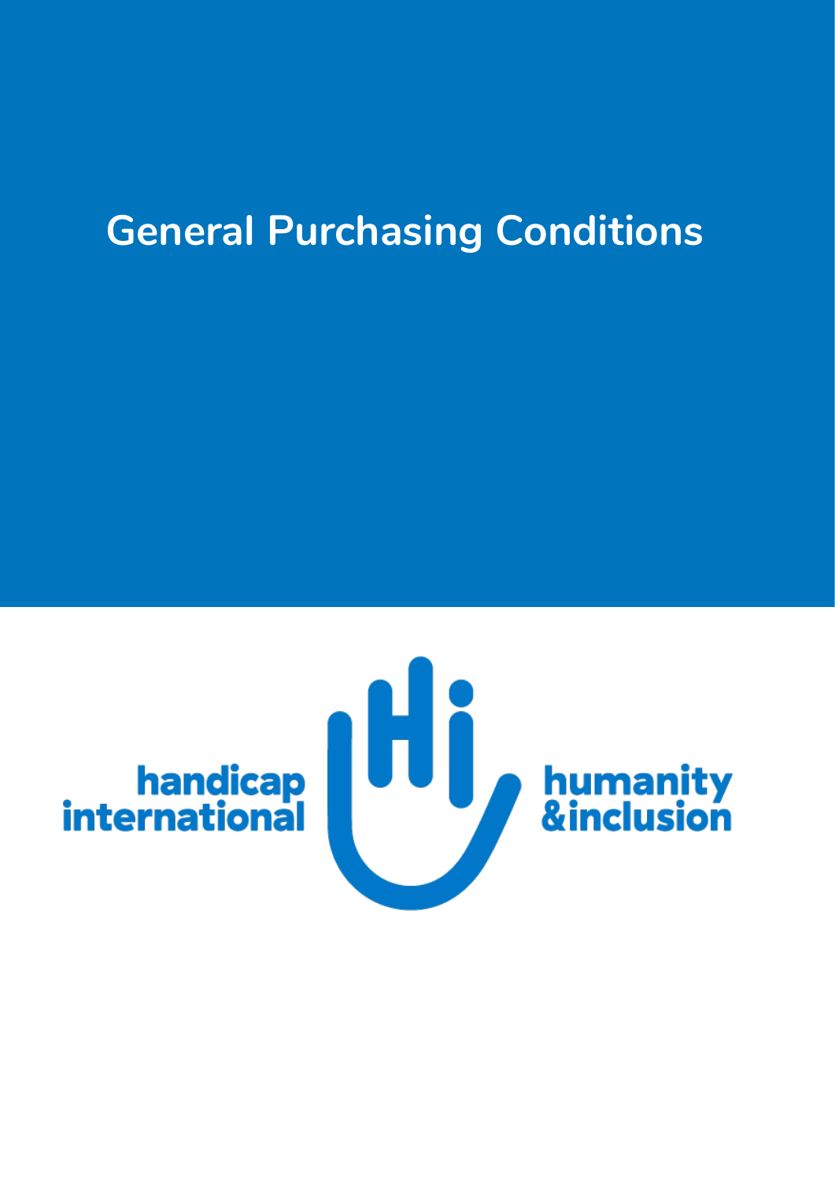# General Purchasing Conditions

handicap international

humanity & inclusion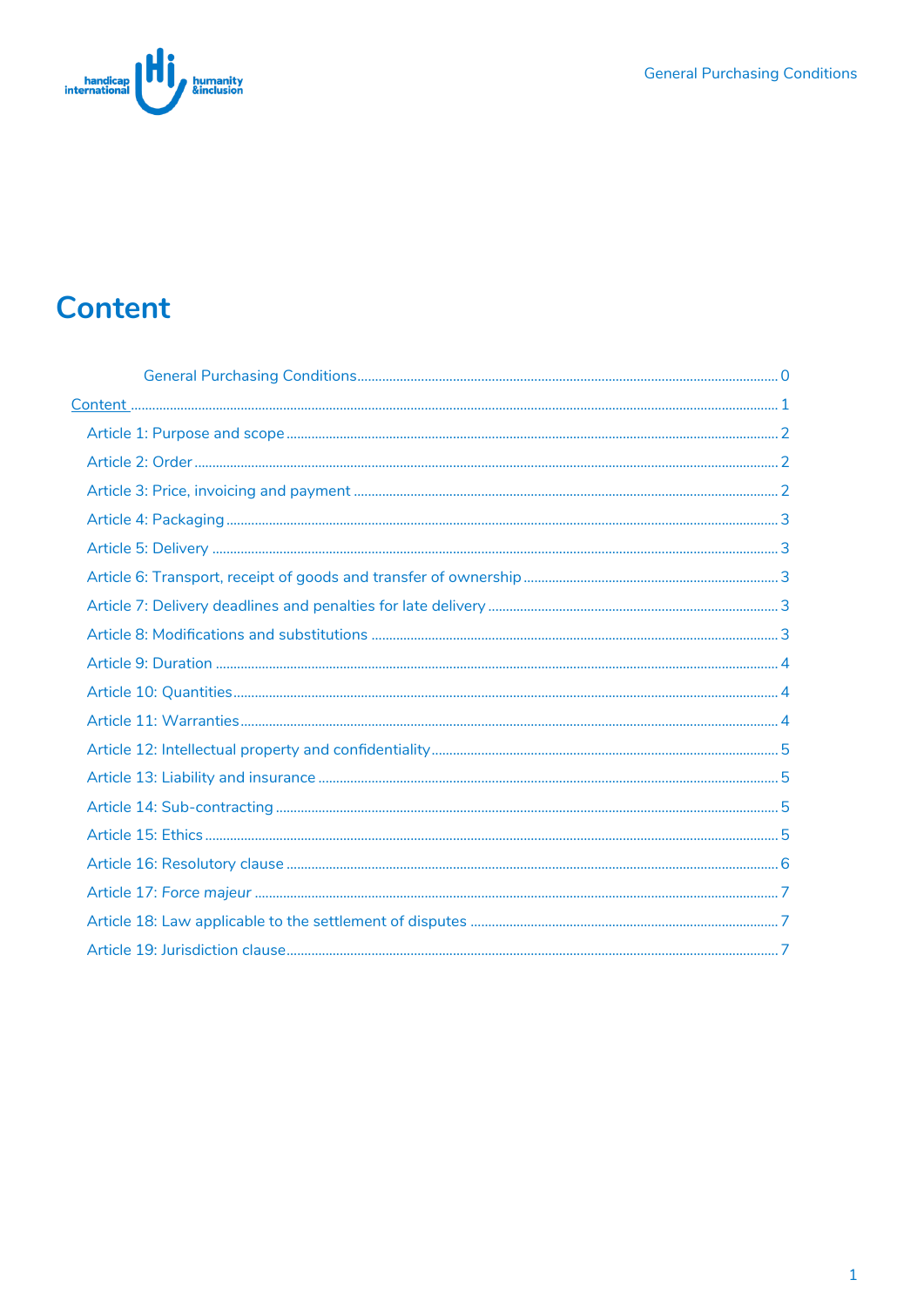# Content

- General Purchasing Conditions ..... 0
- Content ..... 1
  - Article 1: Purpose and scope ..... 2
  - Article 2: Order ..... 2
  - Article 3: Price, invoicing and payment ..... 2
  - Article 4: Packaging ..... 3
  - Article 5: Delivery ..... 3
  - Article 6: Transport, receipt of goods and transfer of ownership ..... 3
  - Article 7: Delivery deadlines and penalties for late delivery ..... 3
  - Article 8: Modifications and substitutions ..... 3
  - Article 9: Duration ..... 4
  - Article 10: Quantities ..... 4
  - Article 11: Warranties ..... 4
  - Article 12: Intellectual property and confidentiality ..... 5
  - Article 13: Liability and insurance ..... 5
  - Article 14: Sub-contracting ..... 5
  - Article 15: Ethics ..... 5
  - Article 16: Resolutory clause ..... 6
  - Article 17: Force majeur ..... 7
  - Article 18: Law applicable to the settlement of disputes ..... 7
  - Article 19: Jurisdiction clause ..... 7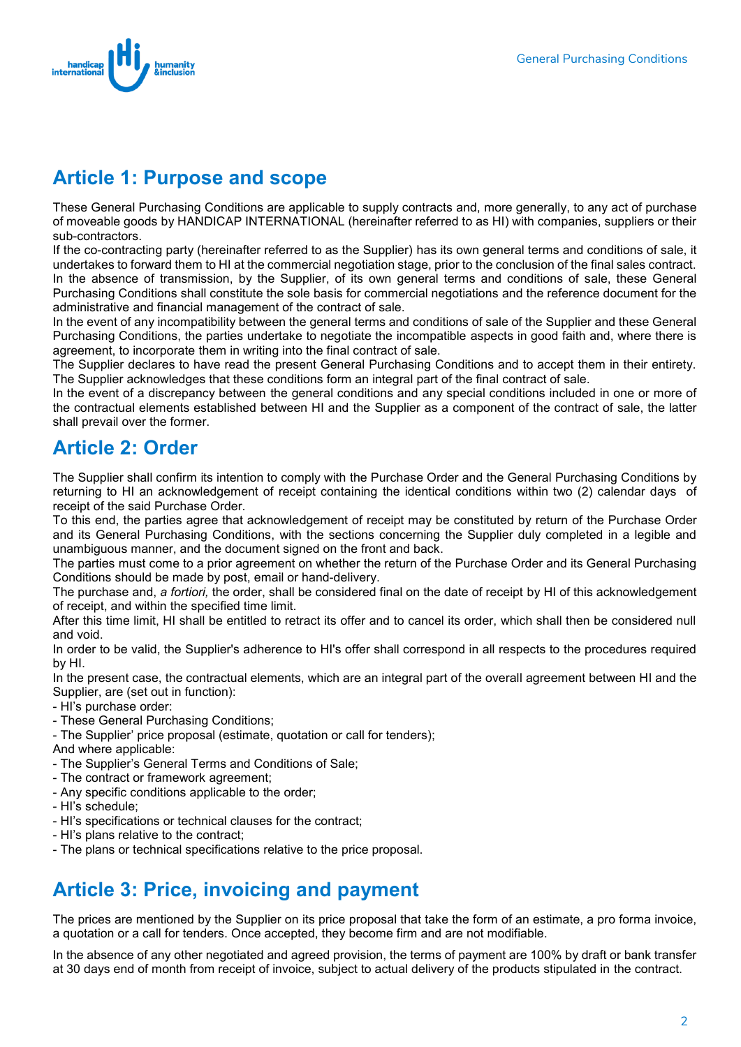## Article 1: Purpose and scope

These General Purchasing Conditions are applicable to supply contracts and, more generally, to any act of purchase of moveable goods by HANDICAP INTERNATIONAL (hereinafter referred to as HI) with companies, suppliers or their sub-contractors.

If the co-contracting party (hereinafter referred to as the Supplier) has its own general terms and conditions of sale, it undertakes to forward them to HI at the commercial negotiation stage, prior to the conclusion of the final sales contract. In the absence of transmission, by the Supplier, of its own general terms and conditions of sale, these General Purchasing Conditions shall constitute the sole basis for commercial negotiations and the reference document for the administrative and financial management of the contract of sale.

In the event of any incompatibility between the general terms and conditions of sale of the Supplier and these General Purchasing Conditions, the parties undertake to negotiate the incompatible aspects in good faith and, where there is agreement, to incorporate them in writing into the final contract of sale.

The Supplier declares to have read the present General Purchasing Conditions and to accept them in their entirety. The Supplier acknowledges that these conditions form an integral part of the final contract of sale.

In the event of a discrepancy between the general conditions and any special conditions included in one or more of the contractual elements established between HI and the Supplier as a component of the contract of sale, the latter shall prevail over the former.

## Article 2: Order

The Supplier shall confirm its intention to comply with the Purchase Order and the General Purchasing Conditions by returning to HI an acknowledgement of receipt containing the identical conditions within two (2) calendar days of receipt of the said Purchase Order.

To this end, the parties agree that acknowledgement of receipt may be constituted by return of the Purchase Order and its General Purchasing Conditions, with the sections concerning the Supplier duly completed in a legible and unambiguous manner, and the document signed on the front and back.

The parties must come to a prior agreement on whether the return of the Purchase Order and its General Purchasing Conditions should be made by post, email or hand-delivery.

The purchase and, *a fortiori,* the order, shall be considered final on the date of receipt by HI of this acknowledgement of receipt, and within the specified time limit.

After this time limit, HI shall be entitled to retract its offer and to cancel its order, which shall then be considered null and void.

In order to be valid, the Supplier's adherence to HI's offer shall correspond in all respects to the procedures required by HI.

In the present case, the contractual elements, which are an integral part of the overall agreement between HI and the Supplier, are (set out in function):

- HI's purchase order:
- These General Purchasing Conditions;
- The Supplier' price proposal (estimate, quotation or call for tenders);

And where applicable:

- The Supplier's General Terms and Conditions of Sale;
- The contract or framework agreement;
- Any specific conditions applicable to the order;
- HI's schedule;
- HI's specifications or technical clauses for the contract;
- HI's plans relative to the contract;
- The plans or technical specifications relative to the price proposal.

## Article 3: Price, invoicing and payment

The prices are mentioned by the Supplier on its price proposal that take the form of an estimate, a pro forma invoice, a quotation or a call for tenders. Once accepted, they become firm and are not modifiable.

In the absence of any other negotiated and agreed provision, the terms of payment are 100% by draft or bank transfer at 30 days end of month from receipt of invoice, subject to actual delivery of the products stipulated in the contract.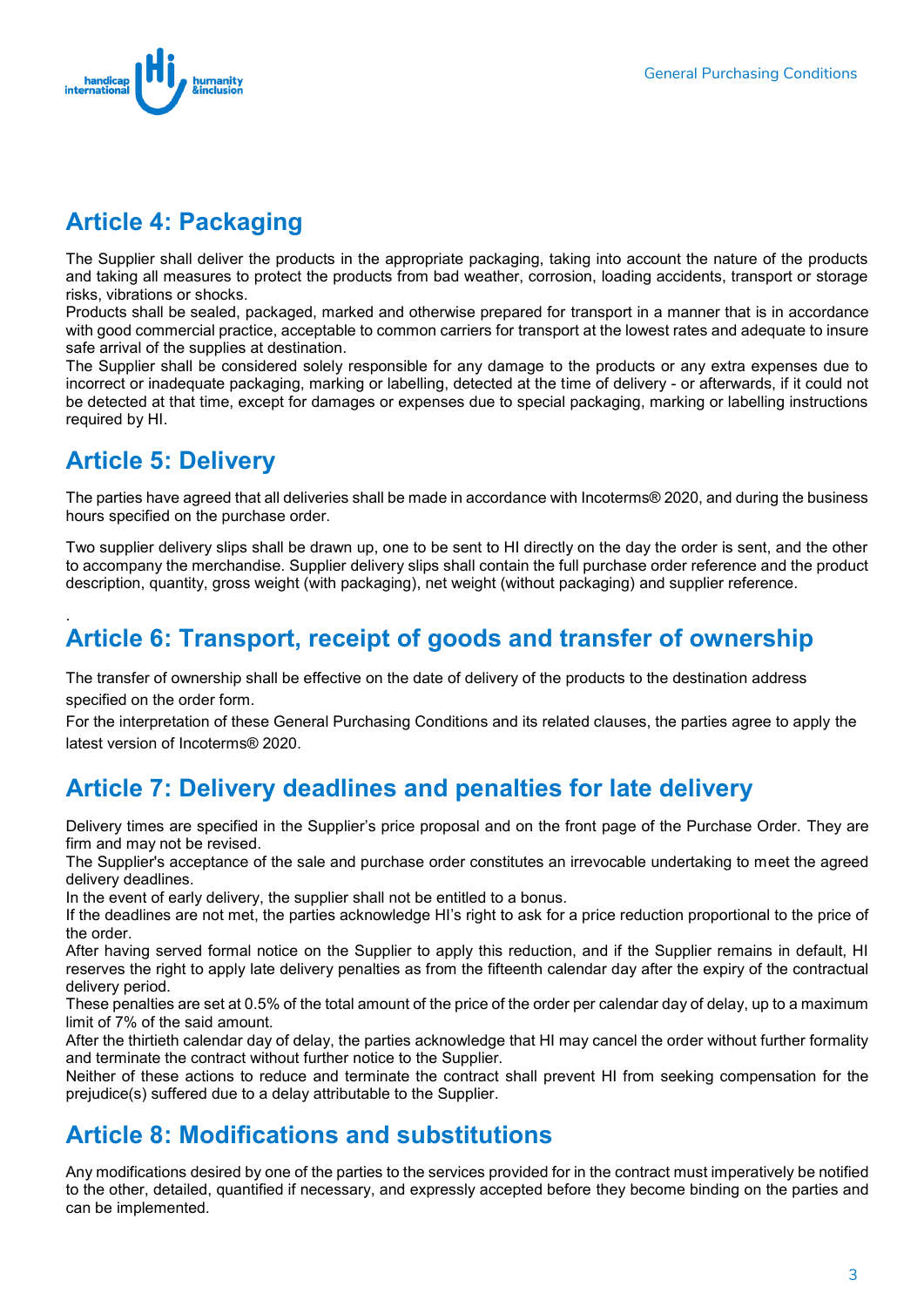## Article 4: Packaging

The Supplier shall deliver the products in the appropriate packaging, taking into account the nature of the products and taking all measures to protect the products from bad weather, corrosion, loading accidents, transport or storage risks, vibrations or shocks.
Products shall be sealed, packaged, marked and otherwise prepared for transport in a manner that is in accordance with good commercial practice, acceptable to common carriers for transport at the lowest rates and adequate to insure safe arrival of the supplies at destination.
The Supplier shall be considered solely responsible for any damage to the products or any extra expenses due to incorrect or inadequate packaging, marking or labelling, detected at the time of delivery - or afterwards, if it could not be detected at that time, except for damages or expenses due to special packaging, marking or labelling instructions required by HI.

## Article 5: Delivery

The parties have agreed that all deliveries shall be made in accordance with Incoterms® 2020, and during the business hours specified on the purchase order.

Two supplier delivery slips shall be drawn up, one to be sent to HI directly on the day the order is sent, and the other to accompany the merchandise. Supplier delivery slips shall contain the full purchase order reference and the product description, quantity, gross weight (with packaging), net weight (without packaging) and supplier reference.

.

## Article 6: Transport, receipt of goods and transfer of ownership

The transfer of ownership shall be effective on the date of delivery of the products to the destination address specified on the order form.
For the interpretation of these General Purchasing Conditions and its related clauses, the parties agree to apply the latest version of Incoterms® 2020.

## Article 7: Delivery deadlines and penalties for late delivery

Delivery times are specified in the Supplier's price proposal and on the front page of the Purchase Order. They are firm and may not be revised.
The Supplier's acceptance of the sale and purchase order constitutes an irrevocable undertaking to meet the agreed delivery deadlines.
In the event of early delivery, the supplier shall not be entitled to a bonus.
If the deadlines are not met, the parties acknowledge HI's right to ask for a price reduction proportional to the price of the order.
After having served formal notice on the Supplier to apply this reduction, and if the Supplier remains in default, HI reserves the right to apply late delivery penalties as from the fifteenth calendar day after the expiry of the contractual delivery period.
These penalties are set at 0.5% of the total amount of the price of the order per calendar day of delay, up to a maximum limit of 7% of the said amount.
After the thirtieth calendar day of delay, the parties acknowledge that HI may cancel the order without further formality and terminate the contract without further notice to the Supplier.
Neither of these actions to reduce and terminate the contract shall prevent HI from seeking compensation for the prejudice(s) suffered due to a delay attributable to the Supplier.

## Article 8: Modifications and substitutions

Any modifications desired by one of the parties to the services provided for in the contract must imperatively be notified to the other, detailed, quantified if necessary, and expressly accepted before they become binding on the parties and can be implemented.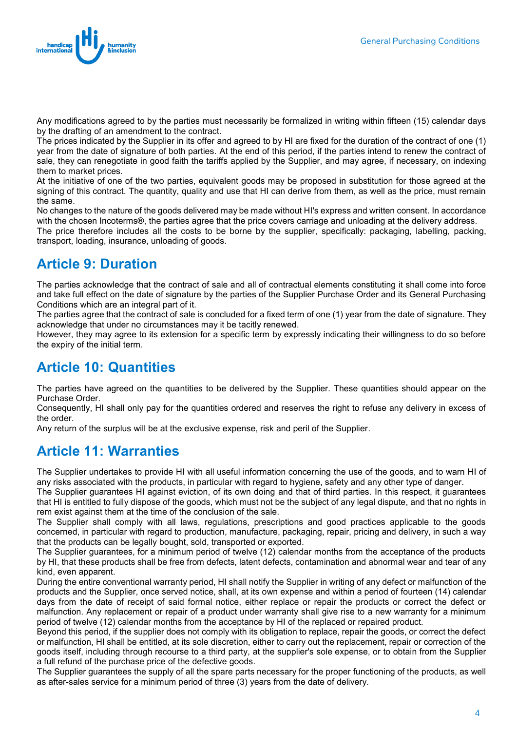Any modifications agreed to by the parties must necessarily be formalized in writing within fifteen (15) calendar days by the drafting of an amendment to the contract.
The prices indicated by the Supplier in its offer and agreed to by HI are fixed for the duration of the contract of one (1) year from the date of signature of both parties. At the end of this period, if the parties intend to renew the contract of sale, they can renegotiate in good faith the tariffs applied by the Supplier, and may agree, if necessary, on indexing them to market prices.
At the initiative of one of the two parties, equivalent goods may be proposed in substitution for those agreed at the signing of this contract. The quantity, quality and use that HI can derive from them, as well as the price, must remain the same.
No changes to the nature of the goods delivered may be made without HI's express and written consent. In accordance with the chosen Incoterms®, the parties agree that the price covers carriage and unloading at the delivery address.
The price therefore includes all the costs to be borne by the supplier, specifically: packaging, labelling, packing, transport, loading, insurance, unloading of goods.

## Article 9: Duration

The parties acknowledge that the contract of sale and all of contractual elements constituting it shall come into force and take full effect on the date of signature by the parties of the Supplier Purchase Order and its General Purchasing Conditions which are an integral part of it.
The parties agree that the contract of sale is concluded for a fixed term of one (1) year from the date of signature. They acknowledge that under no circumstances may it be tacitly renewed.
However, they may agree to its extension for a specific term by expressly indicating their willingness to do so before the expiry of the initial term.

## Article 10: Quantities

The parties have agreed on the quantities to be delivered by the Supplier. These quantities should appear on the Purchase Order.
Consequently, HI shall only pay for the quantities ordered and reserves the right to refuse any delivery in excess of the order.
Any return of the surplus will be at the exclusive expense, risk and peril of the Supplier.

## Article 11: Warranties

The Supplier undertakes to provide HI with all useful information concerning the use of the goods, and to warn HI of any risks associated with the products, in particular with regard to hygiene, safety and any other type of danger.
The Supplier guarantees HI against eviction, of its own doing and that of third parties. In this respect, it guarantees that HI is entitled to fully dispose of the goods, which must not be the subject of any legal dispute, and that no rights in rem exist against them at the time of the conclusion of the sale.
The Supplier shall comply with all laws, regulations, prescriptions and good practices applicable to the goods concerned, in particular with regard to production, manufacture, packaging, repair, pricing and delivery, in such a way that the products can be legally bought, sold, transported or exported.
The Supplier guarantees, for a minimum period of twelve (12) calendar months from the acceptance of the products by HI, that these products shall be free from defects, latent defects, contamination and abnormal wear and tear of any kind, even apparent.
During the entire conventional warranty period, HI shall notify the Supplier in writing of any defect or malfunction of the products and the Supplier, once served notice, shall, at its own expense and within a period of fourteen (14) calendar days from the date of receipt of said formal notice, either replace or repair the products or correct the defect or malfunction. Any replacement or repair of a product under warranty shall give rise to a new warranty for a minimum period of twelve (12) calendar months from the acceptance by HI of the replaced or repaired product.
Beyond this period, if the supplier does not comply with its obligation to replace, repair the goods, or correct the defect or malfunction, HI shall be entitled, at its sole discretion, either to carry out the replacement, repair or correction of the goods itself, including through recourse to a third party, at the supplier's sole expense, or to obtain from the Supplier a full refund of the purchase price of the defective goods.
The Supplier guarantees the supply of all the spare parts necessary for the proper functioning of the products, as well as after-sales service for a minimum period of three (3) years from the date of delivery.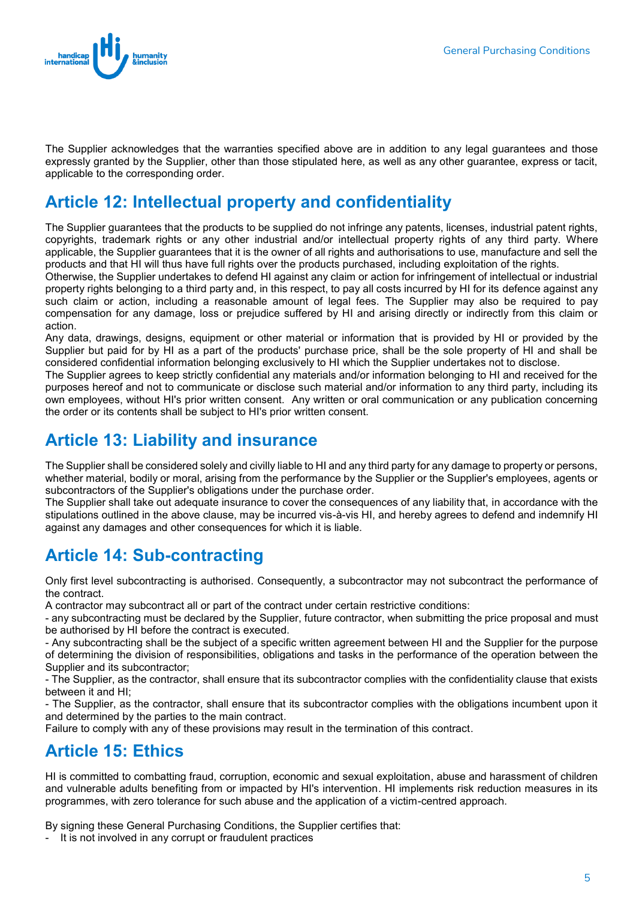The Supplier acknowledges that the warranties specified above are in addition to any legal guarantees and those expressly granted by the Supplier, other than those stipulated here, as well as any other guarantee, express or tacit, applicable to the corresponding order.

## Article 12: Intellectual property and confidentiality

The Supplier guarantees that the products to be supplied do not infringe any patents, licenses, industrial patent rights, copyrights, trademark rights or any other industrial and/or intellectual property rights of any third party. Where applicable, the Supplier guarantees that it is the owner of all rights and authorisations to use, manufacture and sell the products and that HI will thus have full rights over the products purchased, including exploitation of the rights.

Otherwise, the Supplier undertakes to defend HI against any claim or action for infringement of intellectual or industrial property rights belonging to a third party and, in this respect, to pay all costs incurred by HI for its defence against any such claim or action, including a reasonable amount of legal fees. The Supplier may also be required to pay compensation for any damage, loss or prejudice suffered by HI and arising directly or indirectly from this claim or action.

Any data, drawings, designs, equipment or other material or information that is provided by HI or provided by the Supplier but paid for by HI as a part of the products' purchase price, shall be the sole property of HI and shall be considered confidential information belonging exclusively to HI which the Supplier undertakes not to disclose.

The Supplier agrees to keep strictly confidential any materials and/or information belonging to HI and received for the purposes hereof and not to communicate or disclose such material and/or information to any third party, including its own employees, without HI's prior written consent. Any written or oral communication or any publication concerning the order or its contents shall be subject to HI's prior written consent.

## Article 13: Liability and insurance

The Supplier shall be considered solely and civilly liable to HI and any third party for any damage to property or persons, whether material, bodily or moral, arising from the performance by the Supplier or the Supplier's employees, agents or subcontractors of the Supplier's obligations under the purchase order.

The Supplier shall take out adequate insurance to cover the consequences of any liability that, in accordance with the stipulations outlined in the above clause, may be incurred vis-à-vis HI, and hereby agrees to defend and indemnify HI against any damages and other consequences for which it is liable.

## Article 14: Sub-contracting

Only first level subcontracting is authorised. Consequently, a subcontractor may not subcontract the performance of the contract.

A contractor may subcontract all or part of the contract under certain restrictive conditions:

- any subcontracting must be declared by the Supplier, future contractor, when submitting the price proposal and must be authorised by HI before the contract is executed.
- Any subcontracting shall be the subject of a specific written agreement between HI and the Supplier for the purpose of determining the division of responsibilities, obligations and tasks in the performance of the operation between the Supplier and its subcontractor;
- The Supplier, as the contractor, shall ensure that its subcontractor complies with the confidentiality clause that exists between it and HI;
- The Supplier, as the contractor, shall ensure that its subcontractor complies with the obligations incumbent upon it and determined by the parties to the main contract.

Failure to comply with any of these provisions may result in the termination of this contract.

## Article 15: Ethics

HI is committed to combatting fraud, corruption, economic and sexual exploitation, abuse and harassment of children and vulnerable adults benefiting from or impacted by HI's intervention. HI implements risk reduction measures in its programmes, with zero tolerance for such abuse and the application of a victim-centred approach.

By signing these General Purchasing Conditions, the Supplier certifies that:

- It is not involved in any corrupt or fraudulent practices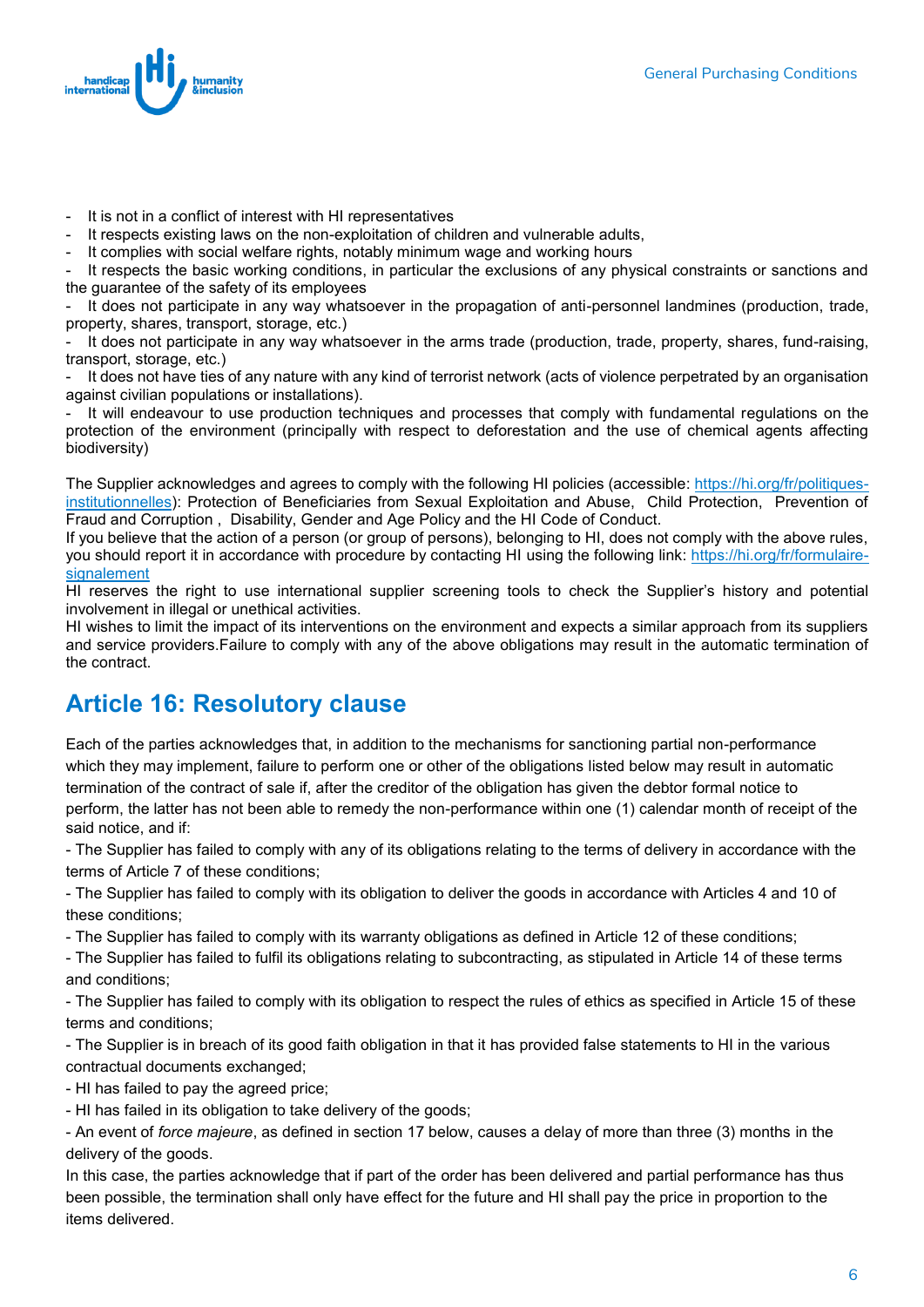- It is not in a conflict of interest with HI representatives
- It respects existing laws on the non-exploitation of children and vulnerable adults,
- It complies with social welfare rights, notably minimum wage and working hours
- It respects the basic working conditions, in particular the exclusions of any physical constraints or sanctions and the guarantee of the safety of its employees
- It does not participate in any way whatsoever in the propagation of anti-personnel landmines (production, trade, property, shares, transport, storage, etc.)
- It does not participate in any way whatsoever in the arms trade (production, trade, property, shares, fund-raising, transport, storage, etc.)
- It does not have ties of any nature with any kind of terrorist network (acts of violence perpetrated by an organisation against civilian populations or installations).
- It will endeavour to use production techniques and processes that comply with fundamental regulations on the protection of the environment (principally with respect to deforestation and the use of chemical agents affecting biodiversity)

The Supplier acknowledges and agrees to comply with the following HI policies (accessible: [https://hi.org/fr/politiques-institutionnelles](https://hi.org/fr/politiques-institutionnelles)): Protection of Beneficiaries from Sexual Exploitation and Abuse, Child Protection, Prevention of Fraud and Corruption , Disability, Gender and Age Policy and the HI Code of Conduct.
If you believe that the action of a person (or group of persons), belonging to HI, does not comply with the above rules, you should report it in accordance with procedure by contacting HI using the following link: [https://hi.org/fr/formulaire-signalement](https://hi.org/fr/formulaire-signalement)
HI reserves the right to use international supplier screening tools to check the Supplier's history and potential involvement in illegal or unethical activities.
HI wishes to limit the impact of its interventions on the environment and expects a similar approach from its suppliers and service providers.Failure to comply with any of the above obligations may result in the automatic termination of the contract.

## Article 16: Resolutory clause

Each of the parties acknowledges that, in addition to the mechanisms for sanctioning partial non-performance which they may implement, failure to perform one or other of the obligations listed below may result in automatic termination of the contract of sale if, after the creditor of the obligation has given the debtor formal notice to perform, the latter has not been able to remedy the non-performance within one (1) calendar month of receipt of the said notice, and if:

- The Supplier has failed to comply with any of its obligations relating to the terms of delivery in accordance with the terms of Article 7 of these conditions;
- The Supplier has failed to comply with its obligation to deliver the goods in accordance with Articles 4 and 10 of these conditions;
- The Supplier has failed to comply with its warranty obligations as defined in Article 12 of these conditions;
- The Supplier has failed to fulfil its obligations relating to subcontracting, as stipulated in Article 14 of these terms and conditions;
- The Supplier has failed to comply with its obligation to respect the rules of ethics as specified in Article 15 of these terms and conditions;
- The Supplier is in breach of its good faith obligation in that it has provided false statements to HI in the various contractual documents exchanged;
- HI has failed to pay the agreed price;
- HI has failed in its obligation to take delivery of the goods;
- An event of *force majeure*, as defined in section 17 below, causes a delay of more than three (3) months in the delivery of the goods.

In this case, the parties acknowledge that if part of the order has been delivered and partial performance has thus been possible, the termination shall only have effect for the future and HI shall pay the price in proportion to the items delivered.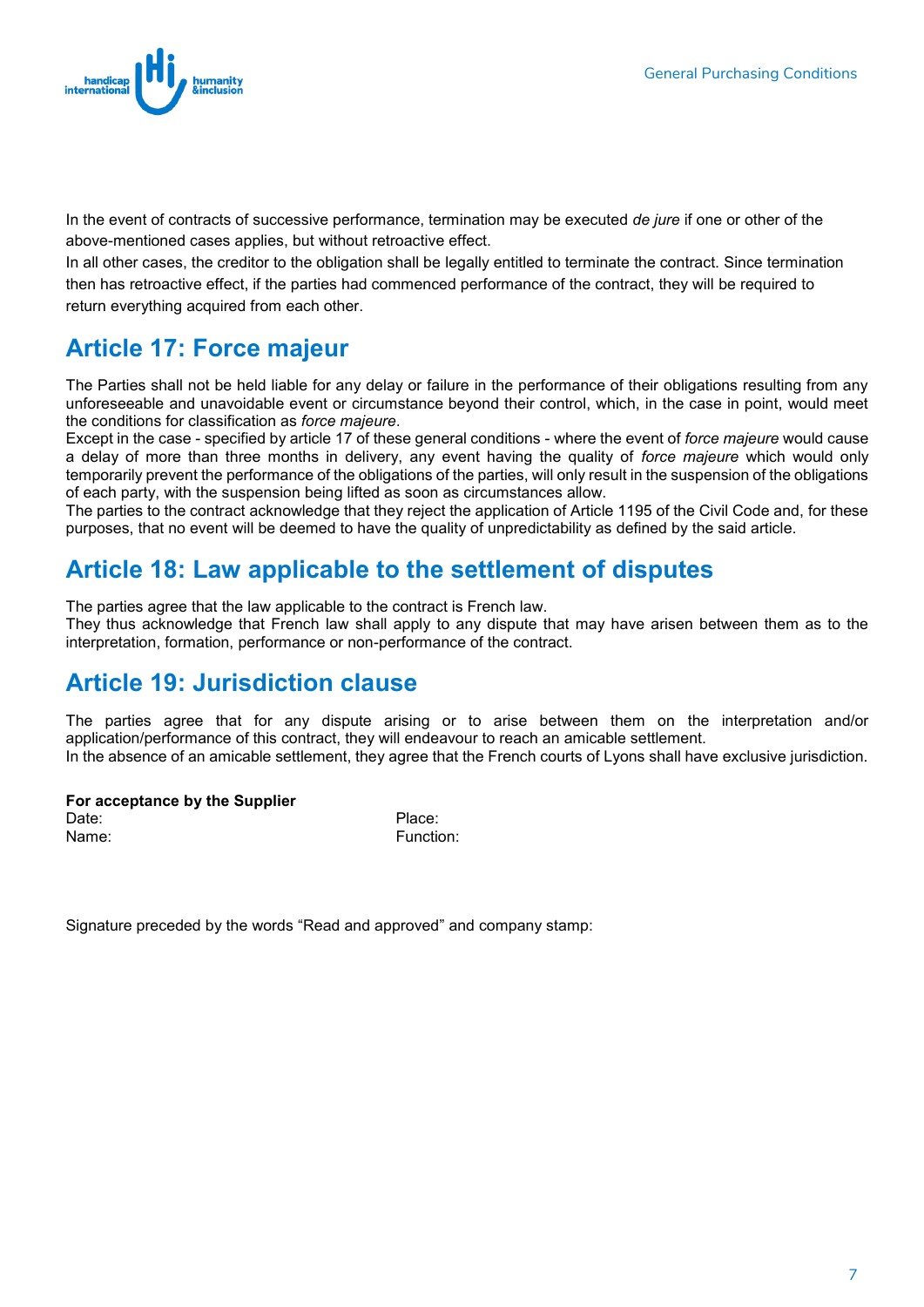In the event of contracts of successive performance, termination may be executed *de jure* if one or other of the above-mentioned cases applies, but without retroactive effect.

In all other cases, the creditor to the obligation shall be legally entitled to terminate the contract. Since termination then has retroactive effect, if the parties had commenced performance of the contract, they will be required to return everything acquired from each other.

## Article 17: Force majeur

The Parties shall not be held liable for any delay or failure in the performance of their obligations resulting from any unforeseeable and unavoidable event or circumstance beyond their control, which, in the case in point, would meet the conditions for classification as *force majeure*.
Except in the case - specified by article 17 of these general conditions - where the event of *force majeure* would cause a delay of more than three months in delivery, any event having the quality of *force majeure* which would only temporarily prevent the performance of the obligations of the parties, will only result in the suspension of the obligations of each party, with the suspension being lifted as soon as circumstances allow.
The parties to the contract acknowledge that they reject the application of Article 1195 of the Civil Code and, for these purposes, that no event will be deemed to have the quality of unpredictability as defined by the said article.

## Article 18: Law applicable to the settlement of disputes

The parties agree that the law applicable to the contract is French law.
They thus acknowledge that French law shall apply to any dispute that may have arisen between them as to the interpretation, formation, performance or non-performance of the contract.

## Article 19: Jurisdiction clause

The parties agree that for any dispute arising or to arise between them on the interpretation and/or application/performance of this contract, they will endeavour to reach an amicable settlement.
In the absence of an amicable settlement, they agree that the French courts of Lyons shall have exclusive jurisdiction.

**For acceptance by the Supplier**

Date: Place:

Name: Function:

Signature preceded by the words “Read and approved” and company stamp: